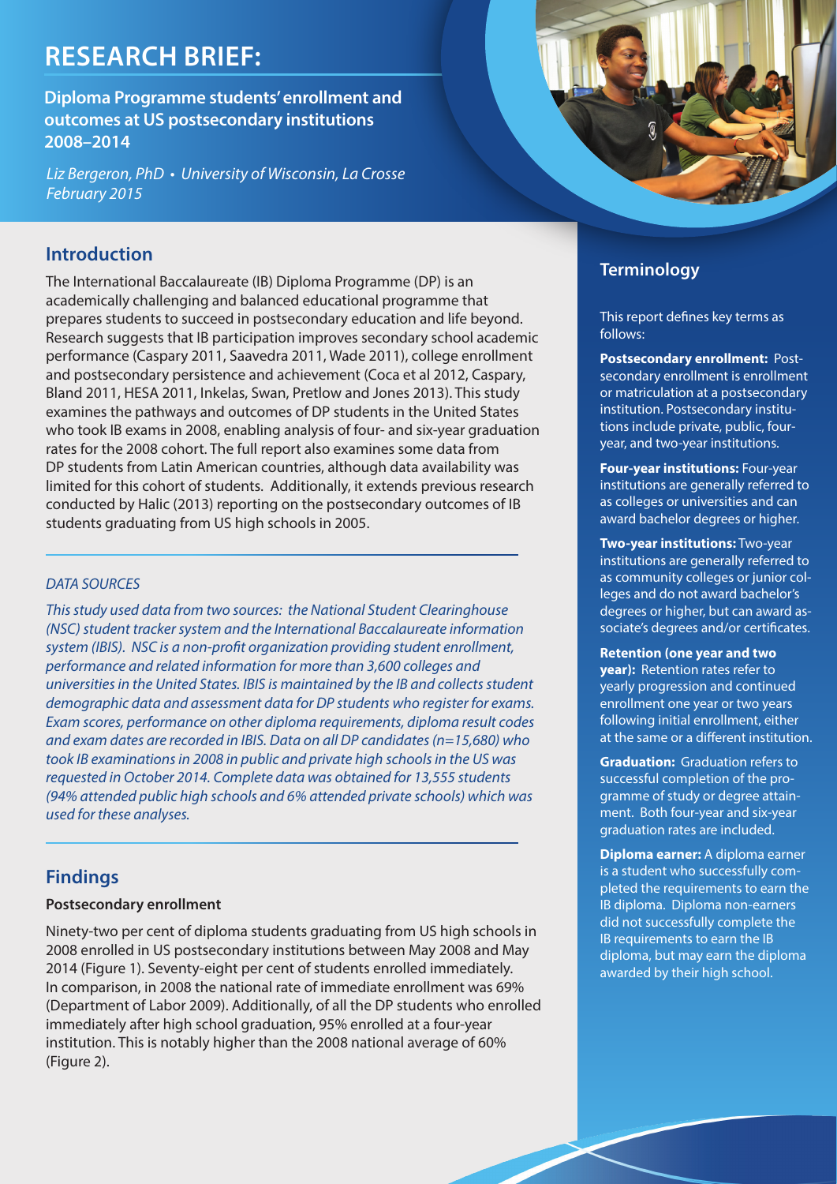# RESEARCH BRIEF:

**Diploma Programme students' enrollment and outcomes at US postsecondary institutions 2008–2014**

*Liz Bergeron, PhD • University of Wisconsin, La Crosse*
*February 2015*

## Introduction

The International Baccalaureate (IB) Diploma Programme (DP) is an academically challenging and balanced educational programme that prepares students to succeed in postsecondary education and life beyond. Research suggests that IB participation improves secondary school academic performance (Caspary 2011, Saavedra 2011, Wade 2011), college enrollment and postsecondary persistence and achievement (Coca et al 2012, Caspary, Bland 2011, HESA 2011, Inkelas, Swan, Pretlow and Jones 2013). This study examines the pathways and outcomes of DP students in the United States who took IB exams in 2008, enabling analysis of four- and six-year graduation rates for the 2008 cohort. The full report also examines some data from DP students from Latin American countries, although data availability was limited for this cohort of students. Additionally, it extends previous research conducted by Halic (2013) reporting on the postsecondary outcomes of IB students graduating from US high schools in 2005.

*DATA SOURCES*

*This study used data from two sources: the National Student Clearinghouse (NSC) student tracker system and the International Baccalaureate information system (IBIS). NSC is a non-profit organization providing student enrollment, performance and related information for more than 3,600 colleges and universities in the United States. IBIS is maintained by the IB and collects student demographic data and assessment data for DP students who register for exams. Exam scores, performance on other diploma requirements, diploma result codes and exam dates are recorded in IBIS. Data on all DP candidates (n=15,680) who took IB examinations in 2008 in public and private high schools in the US was requested in October 2014. Complete data was obtained for 13,555 students (94% attended public high schools and 6% attended private schools) which was used for these analyses.*

## Findings

### Postsecondary enrollment

Ninety-two per cent of diploma students graduating from US high schools in 2008 enrolled in US postsecondary institutions between May 2008 and May 2014 (Figure 1). Seventy-eight per cent of students enrolled immediately. In comparison, in 2008 the national rate of immediate enrollment was 69% (Department of Labor 2009). Additionally, of all the DP students who enrolled immediately after high school graduation, 95% enrolled at a four-year institution. This is notably higher than the 2008 national average of 60% (Figure 2).

## Terminology

This report defines key terms as follows:

**Postsecondary enrollment:** Postsecondary enrollment is enrollment or matriculation at a postsecondary institution. Postsecondary institutions include private, public, four-year, and two-year institutions.

**Four-year institutions:** Four-year institutions are generally referred to as colleges or universities and can award bachelor degrees or higher.

**Two-year institutions:** Two-year institutions are generally referred to as community colleges or junior colleges and do not award bachelor's degrees or higher, but can award associate's degrees and/or certificates.

**Retention (one year and two year):** Retention rates refer to yearly progression and continued enrollment one year or two years following initial enrollment, either at the same or a different institution.

**Graduation:** Graduation refers to successful completion of the programme of study or degree attainment. Both four-year and six-year graduation rates are included.

**Diploma earner:** A diploma earner is a student who successfully completed the requirements to earn the IB diploma. Diploma non-earners did not successfully complete the IB requirements to earn the IB diploma, but may earn the diploma awarded by their high school.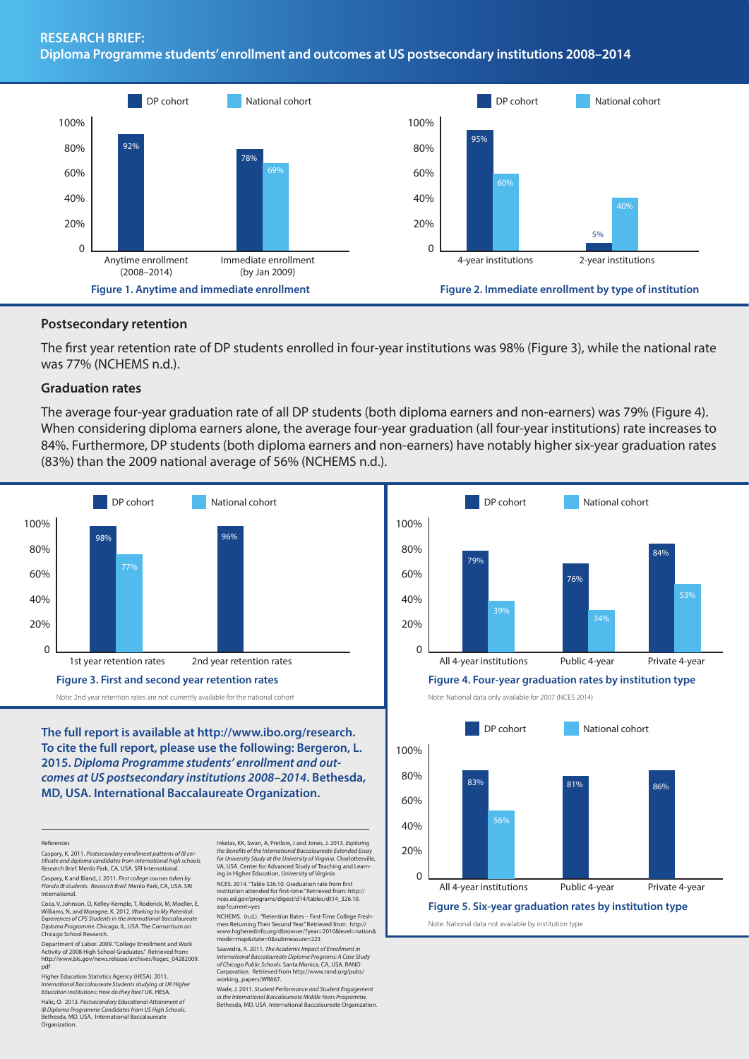## RESEARCH BRIEF:

**Diploma Programme students' enrollment and outcomes at US postsecondary institutions 2008–2014**

DP cohort
National cohort

100%
80%
60%
40%
20%
0

92%
78%
69%

Anytime enrollment (2008–2014)
Immediate enrollment (by Jan 2009)

**Figure 1. Anytime and immediate enrollment**

DP cohort
National cohort

100%
80%
60%
40%
20%
0

95%
60%
5%
40%

4-year institutions
2-year institutions

**Figure 2. Immediate enrollment by type of institution**

### Postsecondary retention

The first year retention rate of DP students enrolled in four-year institutions was 98% (Figure 3), while the national rate was 77% (NCHEMS n.d.).

### Graduation rates

The average four-year graduation rate of all DP students (both diploma earners and non-earners) was 79% (Figure 4). When considering diploma earners alone, the average four-year graduation (all four-year institutions) rate increases to 84%. Furthermore, DP students (both diploma earners and non-earners) have notably higher six-year graduation rates (83%) than the 2009 national average of 56% (NCHEMS n.d.).

DP cohort
National cohort

100%
80%
60%
40%
20%
0

98%
77%
96%

1st year retention rates
2nd year retention rates

**Figure 3. First and second year retention rates**

Note: 2nd year retention rates are not currently available for the national cohort

DP cohort
National cohort

100%
80%
60%
40%
20%
0

79%
39%
76%
34%
84%
53%

All 4-year institutions
Public 4-year
Private 4-year

**Figure 4. Four-year graduation rates by institution type**

Note: National data only available for 2007 (NCES 2014)

DP cohort
National cohort

100%
80%
60%
40%
20%
0

83%
56%
81%
86%

All 4-year institutions
Public 4-year
Private 4-year

**Figure 5. Six-year graduation rates by institution type**

Note: National data not available by institution type

**The full report is available at http://www.ibo.org/research. To cite the full report, please use the following: Bergeron, L. 2015. *Diploma Programme students' enrollment and outcomes at US postsecondary institutions 2008–2014*. Bethesda, MD, USA. International Baccalaureate Organization.**

#### References

Caspary, K. 2011. *Postsecondary enrollment patterns of IB certificate and diploma candidates from international high schools. Research Brief.* Menlo Park, CA, USA. SRI International.

Caspary, K and Bland, J. 2011. *First college courses taken by Florida IB students. Research Brief.* Menlo Park, CA, USA. SRI International.

Coca, V, Johnson, D, Kelley-Kemple, T, Roderick, M, Moeller, E, Williams, N, and Moragne, K. 2012. *Working to My Potential: Experiences of CPS Students in the International Baccalaureate Diploma Programme.* Chicago, IL, USA. The Consortium on Chicago School Research.

Department of Labor. 2009. "College Enrollment and Work Activity of 2008 High School Graduates." Retrieved from: http://www.bls.gov/news.release/archives/hsgec_04282009.pdf

Higher Education Statistics Agency (HESA). 2011. *International Baccalaureate Students studying at UK Higher Education Institutions: How do they fare?* UK. HESA.

Halic, O. 2013. *Postsecondary Educational Attainment of IB Diploma Programme Candidates from US High Schools.* Bethesda, MD, USA. International Baccalaureate Organization.

Inkelas, KK, Swan, A, Pretlow, J and Jones, J. 2013. *Exploring the Benefits of the International Baccalaureate Extended Essay for University Study at the University of Virginia.* Charlottesville, VA, USA. Center for Advanced Study of Teaching and Learning in Higher Education, University of Virginia

NCES. 2014. "Table 326.10. Graduation rate from first institution attended for first-time." Retrieved from: http://nces.ed.gov/programs/digest/d14/tables/dt14_326.10.asp?current=yes

NCHEMS. (n.d.). "Retention Rates – First-Time College Freshmen Returning Their Second Year." Retrieved from: http://www.higheredinfo.org/dbrowser/?year=2010&level=nation&mode=map&state=0&submeasure=223

Saavedra, A. 2011. *The Academic Impact of Enrollment in International Baccalaureate Diploma Programs: A Case Study of Chicago Public Schools.* Santa Monica, CA, USA. RAND Corporation. Retrieved from http://www.rand.org/pubs/working_papers/WR867.

Wade, J. 2011. *Student Performance and Student Engagement in the International Baccalaureate Middle Years Programme.* Bethesda, MD, USA. International Baccalaureate Organization.